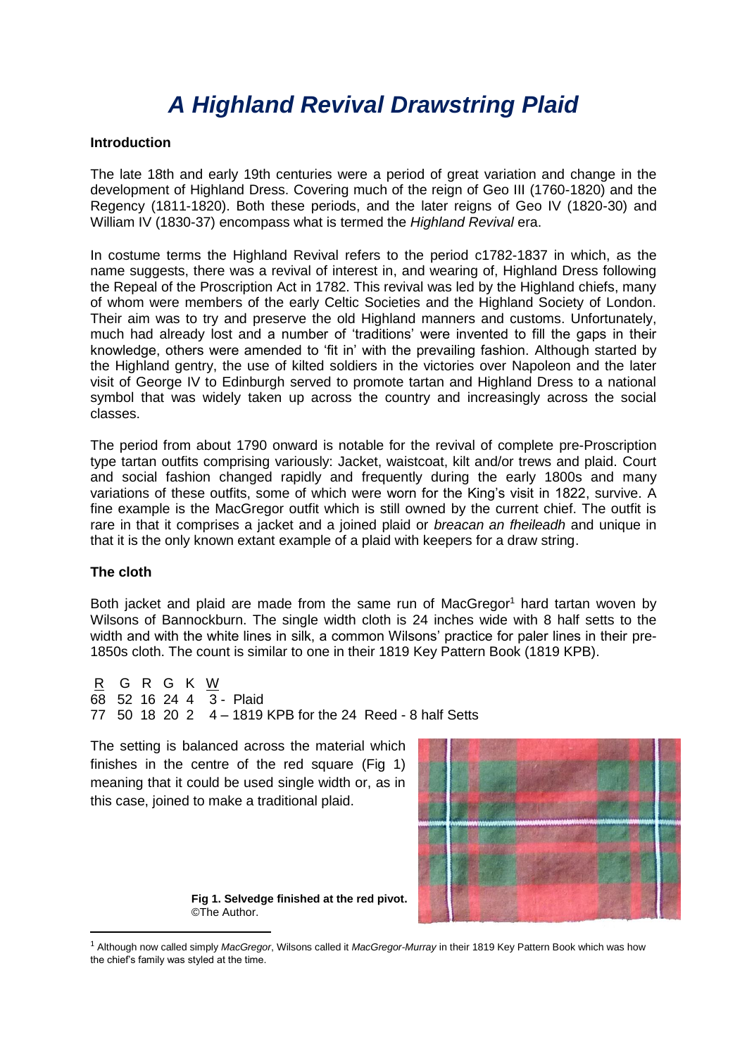# *A Highland Revival Drawstring Plaid*

**Introduction**

The late 18th and early 19th centuries were a period of great variation and change in the development of Highland Dress. Covering much of the reign of Geo III (1760-1820) and the Regency (1811-1820). Both these periods, and the later reigns of Geo IV (1820-30) and William IV (1830-37) encompass what is termed the *Highland Revival* era.

In costume terms the Highland Revival refers to the period c1782-1837 in which, as the name suggests, there was a revival of interest in, and wearing of, Highland Dress following the Repeal of the Proscription Act in 1782. This revival was led by the Highland chiefs, many of whom were members of the early Celtic Societies and the Highland Society of London. Their aim was to try and preserve the old Highland manners and customs. Unfortunately, much had already lost and a number of 'traditions' were invented to fill the gaps in their knowledge, others were amended to 'fit in' with the prevailing fashion. Although started by the Highland gentry, the use of kilted soldiers in the victories over Napoleon and the later visit of George IV to Edinburgh served to promote tartan and Highland Dress to a national symbol that was widely taken up across the country and increasingly across the social classes.

The period from about 1790 onward is notable for the revival of complete pre-Proscription type tartan outfits comprising variously: Jacket, waistcoat, kilt and/or trews and plaid. Court and social fashion changed rapidly and frequently during the early 1800s and many variations of these outfits, some of which were worn for the King's visit in 1822, survive. A fine example is the MacGregor outfit which is still owned by the current chief. The outfit is rare in that it comprises a jacket and a joined plaid or *breacan an fheileadh* and unique in that it is the only known extant example of a plaid with keepers for a draw string.

**The cloth**

Both jacket and plaid are made from the same run of MacGregor[1] hard tartan woven by Wilsons of Bannockburn. The single width cloth is 24 inches wide with 8 half setts to the width and with the white lines in silk, a common Wilsons' practice for paler lines in their pre-1850s cloth. The count is similar to one in their 1819 Key Pattern Book (1819 KPB).

| <u>R</u> | G | R | G | K | <u>W</u> | |
|---|---|---|---|---|---|---|
| 68 | 52 | 16 | 24 | 4 | 3 | - Plaid |
| 77 | 50 | 18 | 20 | 2 | 4 | – 1819 KPB for the 24 Reed - 8 half Setts |

The setting is balanced across the material which finishes in the centre of the red square (Fig 1) meaning that it could be used single width or, as in this case, joined to make a traditional plaid.

**Fig 1. Selvedge finished at the red pivot.** ©The Author.

[1] Although now called simply *MacGregor*, Wilsons called it *MacGregor-Murray* in their 1819 Key Pattern Book which was how the chief's family was styled at the time.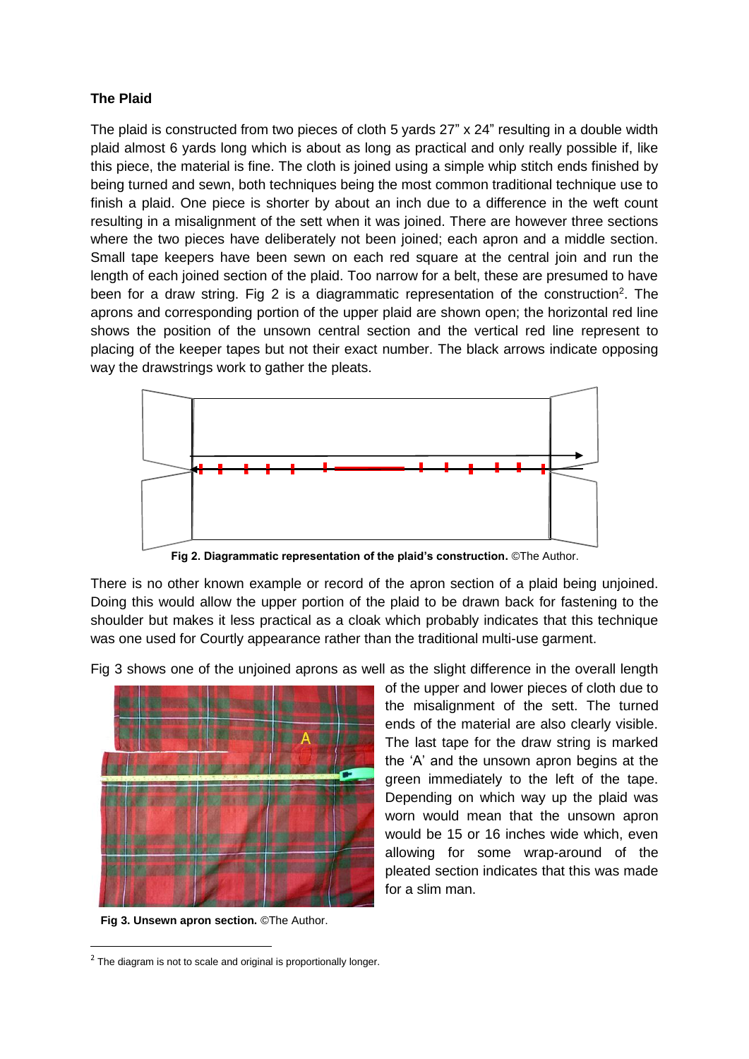### The Plaid

The plaid is constructed from two pieces of cloth 5 yards 27” x 24” resulting in a double width plaid almost 6 yards long which is about as long as practical and only really possible if, like this piece, the material is fine. The cloth is joined using a simple whip stitch ends finished by being turned and sewn, both techniques being the most common traditional technique use to finish a plaid. One piece is shorter by about an inch due to a difference in the weft count resulting in a misalignment of the sett when it was joined. There are however three sections where the two pieces have deliberately not been joined; each apron and a middle section. Small tape keepers have been sewn on each red square at the central join and run the length of each joined section of the plaid. Too narrow for a belt, these are presumed to have been for a draw string. Fig 2 is a diagrammatic representation of the construction[2]. The aprons and corresponding portion of the upper plaid are shown open; the horizontal red line shows the position of the unsown central section and the vertical red line represent to placing of the keeper tapes but not their exact number. The black arrows indicate opposing way the drawstrings work to gather the pleats.

**Fig 2. Diagrammatic representation of the plaid’s construction.** ©The Author.

There is no other known example or record of the apron section of a plaid being unjoined. Doing this would allow the upper portion of the plaid to be drawn back for fastening to the shoulder but makes it less practical as a cloak which probably indicates that this technique was one used for Courtly appearance rather than the traditional multi-use garment.

Fig 3 shows one of the unjoined aprons as well as the slight difference in the overall length of the upper and lower pieces of cloth due to the misalignment of the sett. The turned ends of the material are also clearly visible. The last tape for the draw string is marked the ‘A’ and the unsown apron begins at the green immediately to the left of the tape. Depending on which way up the plaid was worn would mean that the unsown apron would be 15 or 16 inches wide which, even allowing for some wrap-around of the pleated section indicates that this was made for a slim man.

**Fig 3. Unsewn apron section.** ©The Author.

[2] The diagram is not to scale and original is proportionally longer.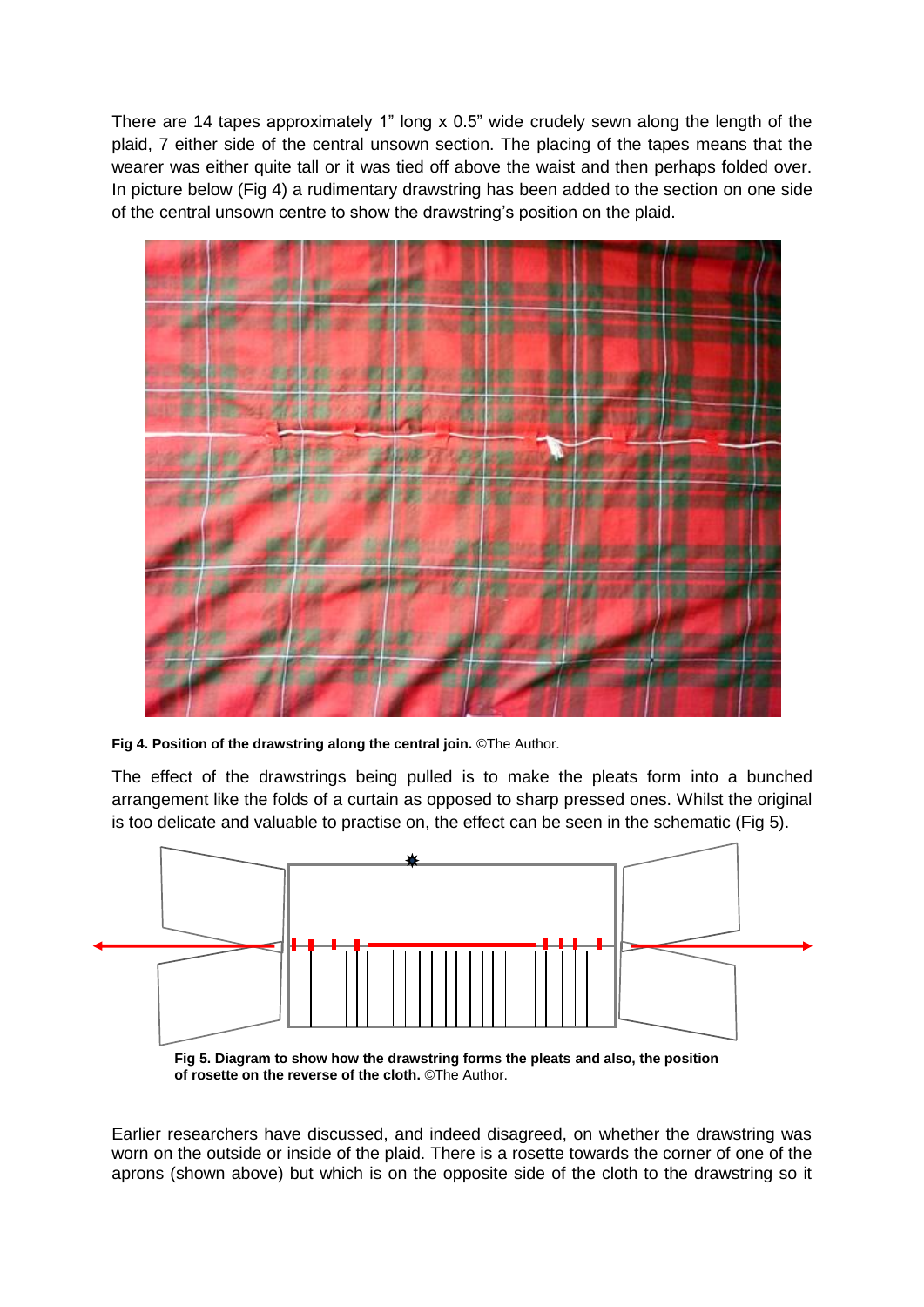There are 14 tapes approximately 1” long x 0.5” wide crudely sewn along the length of the plaid, 7 either side of the central unsown section. The placing of the tapes means that the wearer was either quite tall or it was tied off above the waist and then perhaps folded over. In picture below (Fig 4) a rudimentary drawstring has been added to the section on one side of the central unsown centre to show the drawstring’s position on the plaid.

**Fig 4. Position of the drawstring along the central join.** ©The Author.

The effect of the drawstrings being pulled is to make the pleats form into a bunched arrangement like the folds of a curtain as opposed to sharp pressed ones. Whilst the original is too delicate and valuable to practise on, the effect can be seen in the schematic (Fig 5).

**Fig 5. Diagram to show how the drawstring forms the pleats and also, the position of rosette on the reverse of the cloth.** ©The Author.

Earlier researchers have discussed, and indeed disagreed, on whether the drawstring was worn on the outside or inside of the plaid. There is a rosette towards the corner of one of the aprons (shown above) but which is on the opposite side of the cloth to the drawstring so it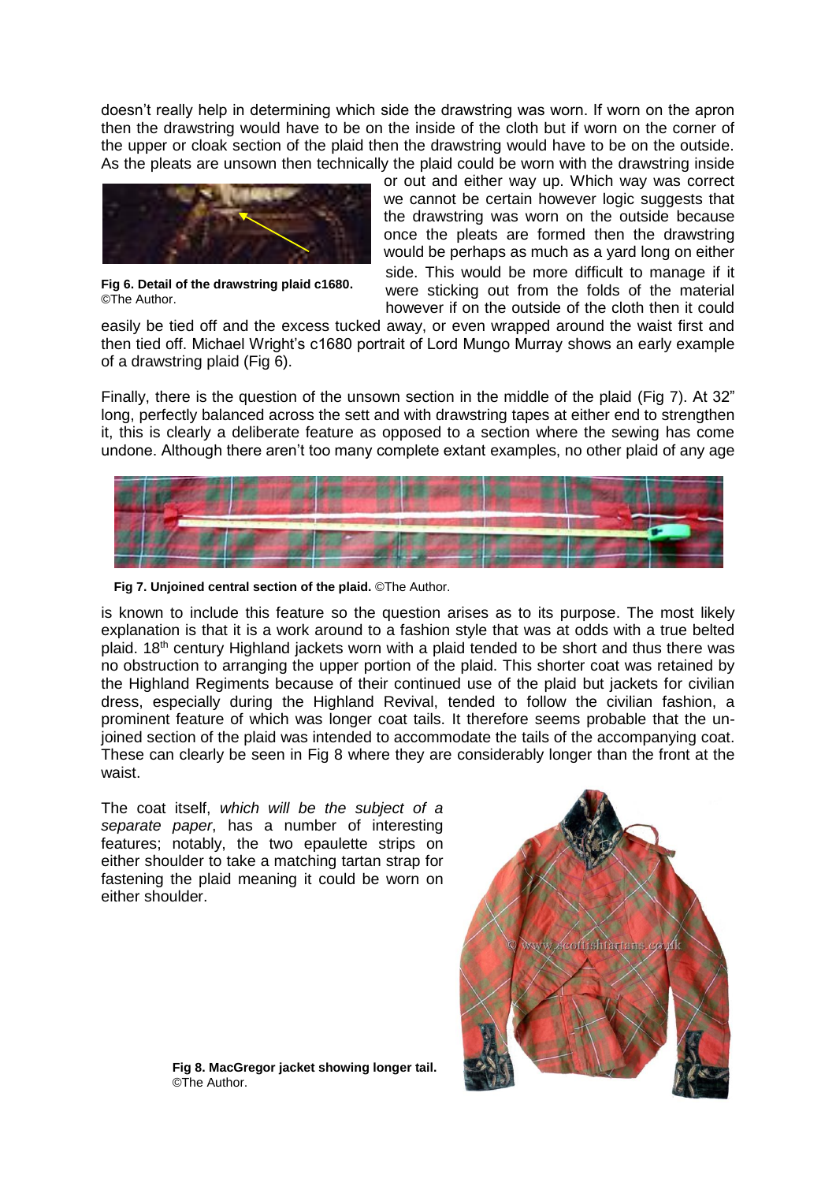doesn't really help in determining which side the drawstring was worn. If worn on the apron then the drawstring would have to be on the inside of the cloth but if worn on the corner of the upper or cloak section of the plaid then the drawstring would have to be on the outside. As the pleats are unsown then technically the plaid could be worn with the drawstring inside or out and either way up. Which way was correct we cannot be certain however logic suggests that the drawstring was worn on the outside because once the pleats are formed then the drawstring would be perhaps as much as a yard long on either side. This would be more difficult to manage if it were sticking out from the folds of the material however if on the outside of the cloth then it could easily be tied off and the excess tucked away, or even wrapped around the waist first and then tied off. Michael Wright's c1680 portrait of Lord Mungo Murray shows an early example of a drawstring plaid (Fig 6).

**Fig 6. Detail of the drawstring plaid c1680.** ©The Author.

Finally, there is the question of the unsown section in the middle of the plaid (Fig 7). At 32" long, perfectly balanced across the sett and with drawstring tapes at either end to strengthen it, this is clearly a deliberate feature as opposed to a section where the sewing has come undone. Although there aren't too many complete extant examples, no other plaid of any age is known to include this feature so the question arises as to its purpose. The most likely explanation is that it is a work around to a fashion style that was at odds with a true belted plaid. 18th century Highland jackets worn with a plaid tended to be short and thus there was no obstruction to arranging the upper portion of the plaid. This shorter coat was retained by the Highland Regiments because of their continued use of the plaid but jackets for civilian dress, especially during the Highland Revival, tended to follow the civilian fashion, a prominent feature of which was longer coat tails. It therefore seems probable that the un-joined section of the plaid was intended to accommodate the tails of the accompanying coat. These can clearly be seen in Fig 8 where they are considerably longer than the front at the waist.

**Fig 7. Unjoined central section of the plaid.** ©The Author.

The coat itself, *which will be the subject of a separate paper*, has a number of interesting features; notably, the two epaulette strips on either shoulder to take a matching tartan strap for fastening the plaid meaning it could be worn on either shoulder.

**Fig 8. MacGregor jacket showing longer tail.** ©The Author.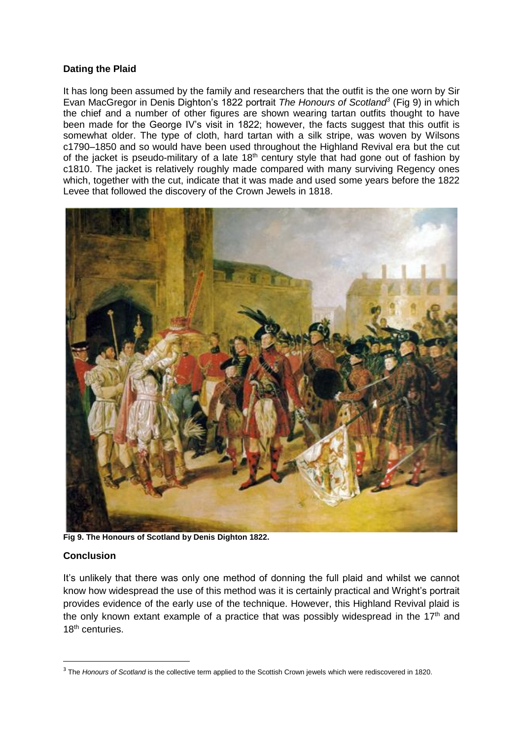## Dating the Plaid

It has long been assumed by the family and researchers that the outfit is the one worn by Sir Evan MacGregor in Denis Dighton's 1822 portrait *The Honours of Scotland*[3] (Fig 9) in which the chief and a number of other figures are shown wearing tartan outfits thought to have been made for the George IV's visit in 1822; however, the facts suggest that this outfit is somewhat older. The type of cloth, hard tartan with a silk stripe, was woven by Wilsons c1790–1850 and so would have been used throughout the Highland Revival era but the cut of the jacket is pseudo-military of a late 18th century style that had gone out of fashion by c1810. The jacket is relatively roughly made compared with many surviving Regency ones which, together with the cut, indicate that it was made and used some years before the 1822 Levee that followed the discovery of the Crown Jewels in 1818.

**Fig 9. The Honours of Scotland by Denis Dighton 1822.**

## Conclusion

It's unlikely that there was only one method of donning the full plaid and whilst we cannot know how widespread the use of this method was it is certainly practical and Wright's portrait provides evidence of the early use of the technique. However, this Highland Revival plaid is the only known extant example of a practice that was possibly widespread in the 17th and 18th centuries.

---

[3] The *Honours of Scotland* is the collective term applied to the Scottish Crown jewels which were rediscovered in 1820.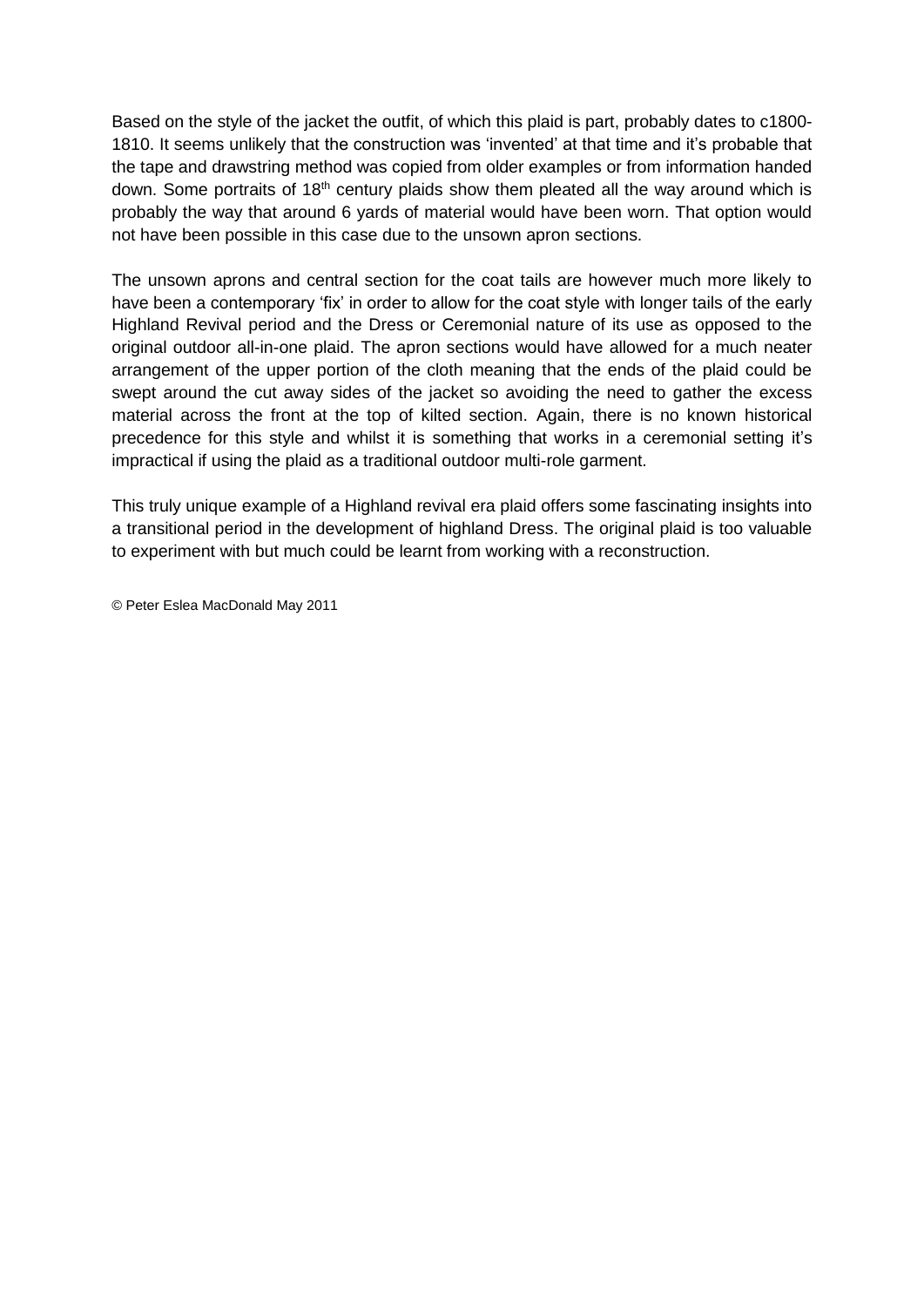Based on the style of the jacket the outfit, of which this plaid is part, probably dates to c1800-1810. It seems unlikely that the construction was 'invented' at that time and it's probable that the tape and drawstring method was copied from older examples or from information handed down. Some portraits of 18th century plaids show them pleated all the way around which is probably the way that around 6 yards of material would have been worn. That option would not have been possible in this case due to the unsown apron sections.

The unsown aprons and central section for the coat tails are however much more likely to have been a contemporary 'fix' in order to allow for the coat style with longer tails of the early Highland Revival period and the Dress or Ceremonial nature of its use as opposed to the original outdoor all-in-one plaid. The apron sections would have allowed for a much neater arrangement of the upper portion of the cloth meaning that the ends of the plaid could be swept around the cut away sides of the jacket so avoiding the need to gather the excess material across the front at the top of kilted section. Again, there is no known historical precedence for this style and whilst it is something that works in a ceremonial setting it's impractical if using the plaid as a traditional outdoor multi-role garment.

This truly unique example of a Highland revival era plaid offers some fascinating insights into a transitional period in the development of highland Dress. The original plaid is too valuable to experiment with but much could be learnt from working with a reconstruction.

© Peter Eslea MacDonald May 2011